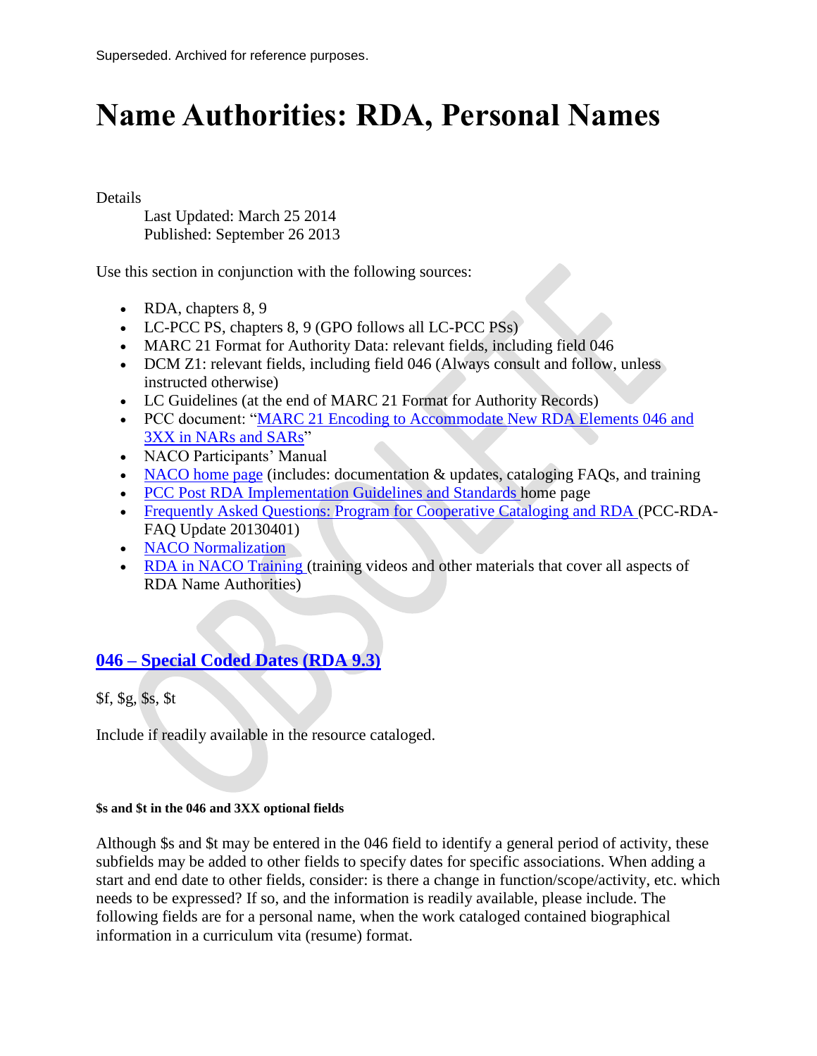Superseded. Archived for reference purposes.

# Name Authorities: RDA, Personal Names

Details

Last Updated: March 25 2014
Published: September 26 2013

Use this section in conjunction with the following sources:

- RDA, chapters 8, 9
- LC-PCC PS, chapters 8, 9 (GPO follows all LC-PCC PSs)
- MARC 21 Format for Authority Data: relevant fields, including field 046
- DCM Z1: relevant fields, including field 046 (Always consult and follow, unless instructed otherwise)
- LC Guidelines (at the end of MARC 21 Format for Authority Records)
- PCC document: "MARC 21 Encoding to Accommodate New RDA Elements 046 and 3XX in NARs and SARs"
- NACO Participants' Manual
- NACO home page (includes: documentation & updates, cataloging FAQs, and training
- PCC Post RDA Implementation Guidelines and Standards home page
- Frequently Asked Questions: Program for Cooperative Cataloging and RDA (PCC-RDA-FAQ Update 20130401)
- NACO Normalization
- RDA in NACO Training (training videos and other materials that cover all aspects of RDA Name Authorities)

## 046 – Special Coded Dates (RDA 9.3)

$f, $g, $s, $t

Include if readily available in the resource cataloged.

#### $s and $t in the 046 and 3XX optional fields

Although $s and $t may be entered in the 046 field to identify a general period of activity, these subfields may be added to other fields to specify dates for specific associations. When adding a start and end date to other fields, consider: is there a change in function/scope/activity, etc. which needs to be expressed? If so, and the information is readily available, please include. The following fields are for a personal name, when the work cataloged contained biographical information in a curriculum vita (resume) format.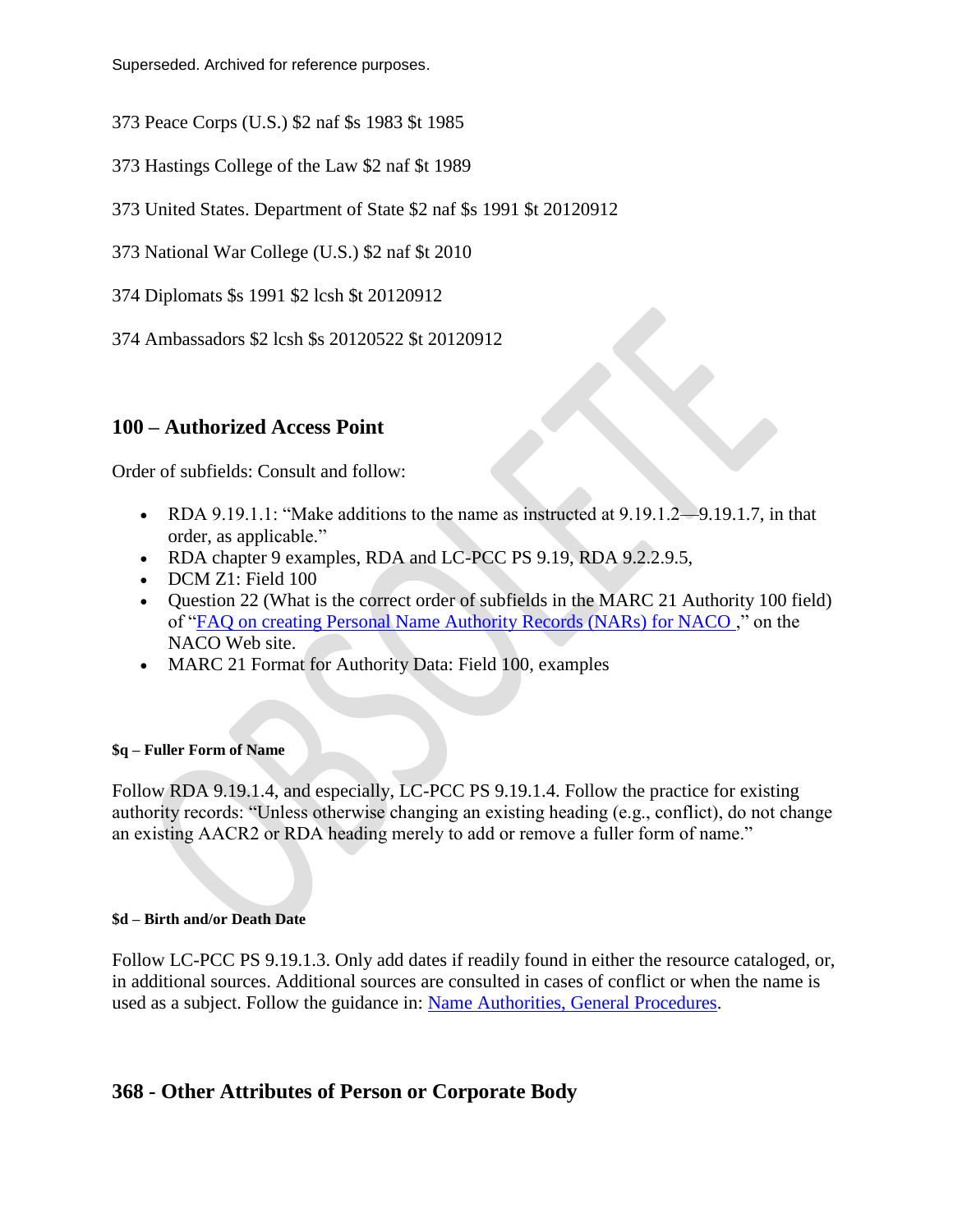Superseded. Archived for reference purposes.

373 Peace Corps (U.S.) $2 naf $s 1983 $t 1985

373 Hastings College of the Law $2 naf $t 1989

373 United States. Department of State $2 naf $s 1991 $t 20120912

373 National War College (U.S.) $2 naf $t 2010

374 Diplomats $s 1991 $2 lcsh $t 20120912

374 Ambassadors $2 lcsh $s 20120522 $t 20120912

## 100 – Authorized Access Point

Order of subfields: Consult and follow:

- RDA 9.19.1.1: "Make additions to the name as instructed at 9.19.1.2—9.19.1.7, in that order, as applicable."
- RDA chapter 9 examples, RDA and LC-PCC PS 9.19, RDA 9.2.2.9.5,
- DCM Z1: Field 100
- Question 22 (What is the correct order of subfields in the MARC 21 Authority 100 field) of "FAQ on creating Personal Name Authority Records (NARs) for NACO ," on the NACO Web site.
- MARC 21 Format for Authority Data: Field 100, examples

#### $q – Fuller Form of Name

Follow RDA 9.19.1.4, and especially, LC-PCC PS 9.19.1.4. Follow the practice for existing authority records: "Unless otherwise changing an existing heading (e.g., conflict), do not change an existing AACR2 or RDA heading merely to add or remove a fuller form of name."

#### $d – Birth and/or Death Date

Follow LC-PCC PS 9.19.1.3. Only add dates if readily found in either the resource cataloged, or, in additional sources. Additional sources are consulted in cases of conflict or when the name is used as a subject. Follow the guidance in: Name Authorities, General Procedures.

## 368 - Other Attributes of Person or Corporate Body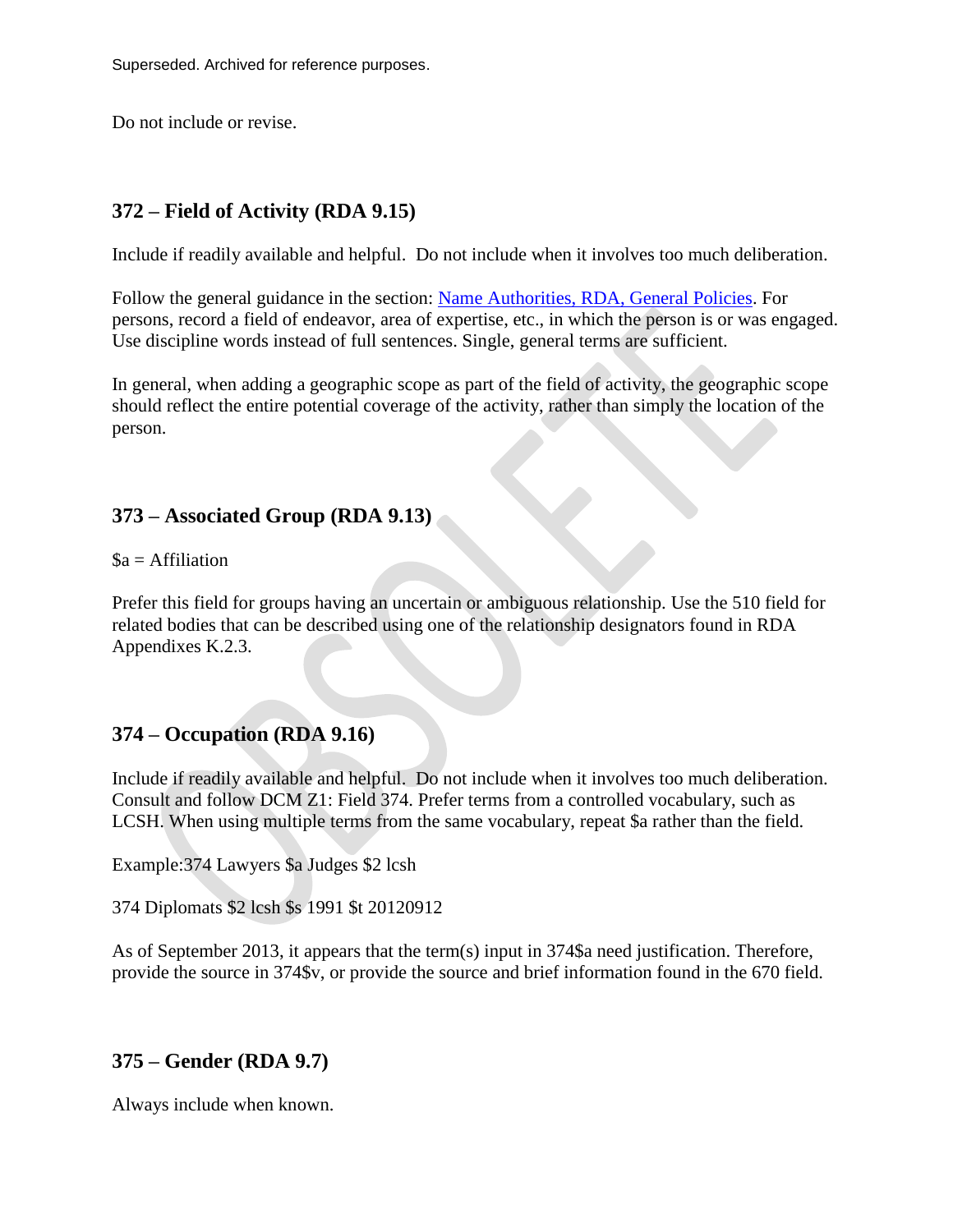Superseded. Archived for reference purposes.

Do not include or revise.

## 372 – Field of Activity (RDA 9.15)

Include if readily available and helpful. Do not include when it involves too much deliberation.

Follow the general guidance in the section: [Name Authorities, RDA, General Policies](). For persons, record a field of endeavor, area of expertise, etc., in which the person is or was engaged. Use discipline words instead of full sentences. Single, general terms are sufficient.

In general, when adding a geographic scope as part of the field of activity, the geographic scope should reflect the entire potential coverage of the activity, rather than simply the location of the person.

## 373 – Associated Group (RDA 9.13)

$a = Affiliation

Prefer this field for groups having an uncertain or ambiguous relationship. Use the 510 field for related bodies that can be described using one of the relationship designators found in RDA Appendixes K.2.3.

## 374 – Occupation (RDA 9.16)

Include if readily available and helpful. Do not include when it involves too much deliberation. Consult and follow DCM Z1: Field 374. Prefer terms from a controlled vocabulary, such as LCSH. When using multiple terms from the same vocabulary, repeat $a rather than the field.

Example:374 Lawyers $a Judges $2 lcsh

374 Diplomats $2 lcsh $s 1991 $t 20120912

As of September 2013, it appears that the term(s) input in 374$a need justification. Therefore, provide the source in 374$v, or provide the source and brief information found in the 670 field.

## 375 – Gender (RDA 9.7)

Always include when known.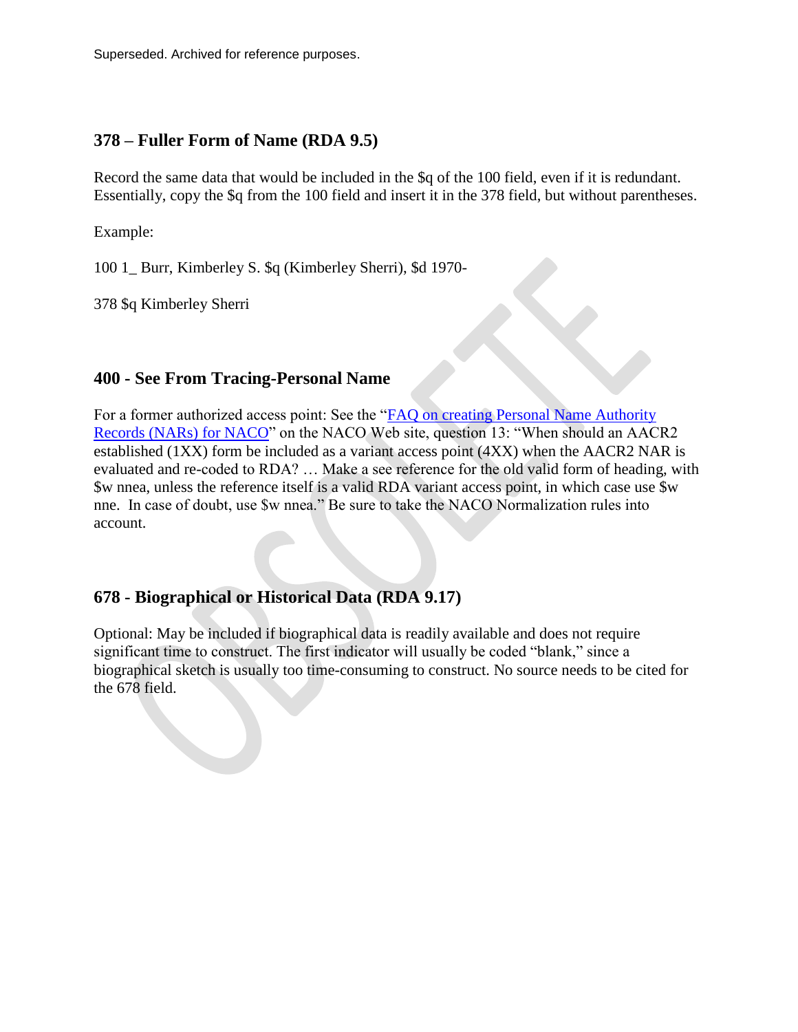Superseded. Archived for reference purposes.

## 378 – Fuller Form of Name (RDA 9.5)

Record the same data that would be included in the $q of the 100 field, even if it is redundant. Essentially, copy the $q from the 100 field and insert it in the 378 field, but without parentheses.

Example:

100 1_ Burr, Kimberley S. $q (Kimberley Sherri), $d 1970-

378 $q Kimberley Sherri

## 400 - See From Tracing-Personal Name

For a former authorized access point: See the "[FAQ on creating Personal Name Authority Records (NARs) for NACO]" on the NACO Web site, question 13: "When should an AACR2 established (1XX) form be included as a variant access point (4XX) when the AACR2 NAR is evaluated and re-coded to RDA? … Make a see reference for the old valid form of heading, with $w nnea, unless the reference itself is a valid RDA variant access point, in which case use $w nne. In case of doubt, use $w nnea." Be sure to take the NACO Normalization rules into account.

## 678 - Biographical or Historical Data (RDA 9.17)

Optional: May be included if biographical data is readily available and does not require significant time to construct. The first indicator will usually be coded "blank," since a biographical sketch is usually too time-consuming to construct. No source needs to be cited for the 678 field.